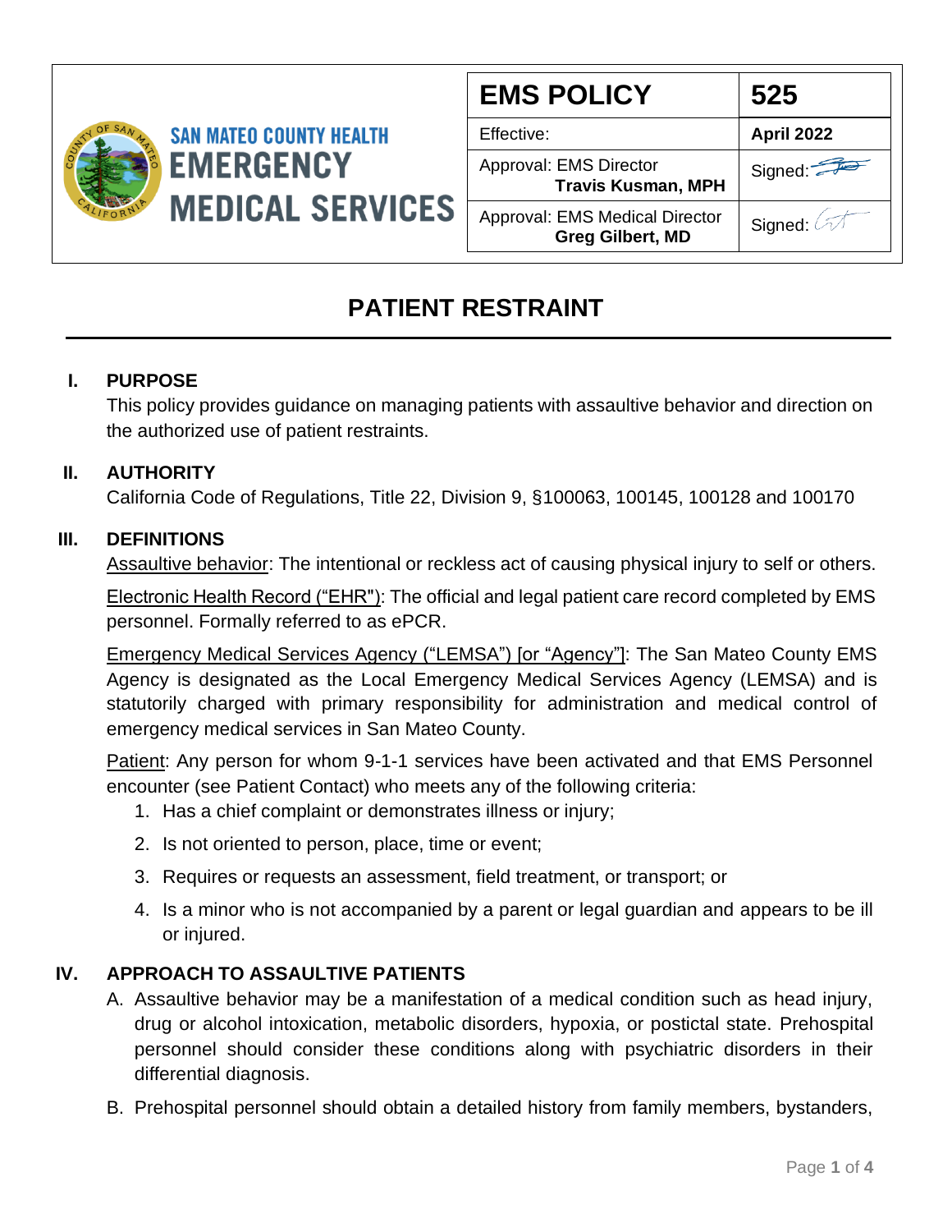SAN MATEO COUNTY HEALTH
EMERGENCY MEDICAL SERVICES

| EMS POLICY | 525 |
|---|---|
| Effective: | April 2022 |
| Approval: EMS Director **Travis Kusman, MPH** | Signed: |
| Approval: EMS Medical Director **Greg Gilbert, MD** | Signed: |

# PATIENT RESTRAINT

## I. PURPOSE

This policy provides guidance on managing patients with assaultive behavior and direction on the authorized use of patient restraints.

## II. AUTHORITY

California Code of Regulations, Title 22, Division 9, §100063, 100145, 100128 and 100170

## III. DEFINITIONS

Assaultive behavior: The intentional or reckless act of causing physical injury to self or others.

Electronic Health Record ("EHR"): The official and legal patient care record completed by EMS personnel. Formally referred to as ePCR.

Emergency Medical Services Agency ("LEMSA") [or "Agency"]: The San Mateo County EMS Agency is designated as the Local Emergency Medical Services Agency (LEMSA) and is statutorily charged with primary responsibility for administration and medical control of emergency medical services in San Mateo County.

Patient: Any person for whom 9-1-1 services have been activated and that EMS Personnel encounter (see Patient Contact) who meets any of the following criteria:

1. Has a chief complaint or demonstrates illness or injury;
2. Is not oriented to person, place, time or event;
3. Requires or requests an assessment, field treatment, or transport; or
4. Is a minor who is not accompanied by a parent or legal guardian and appears to be ill or injured.

## IV. APPROACH TO ASSAULTIVE PATIENTS

A. Assaultive behavior may be a manifestation of a medical condition such as head injury, drug or alcohol intoxication, metabolic disorders, hypoxia, or postictal state. Prehospital personnel should consider these conditions along with psychiatric disorders in their differential diagnosis.

B. Prehospital personnel should obtain a detailed history from family members, bystanders,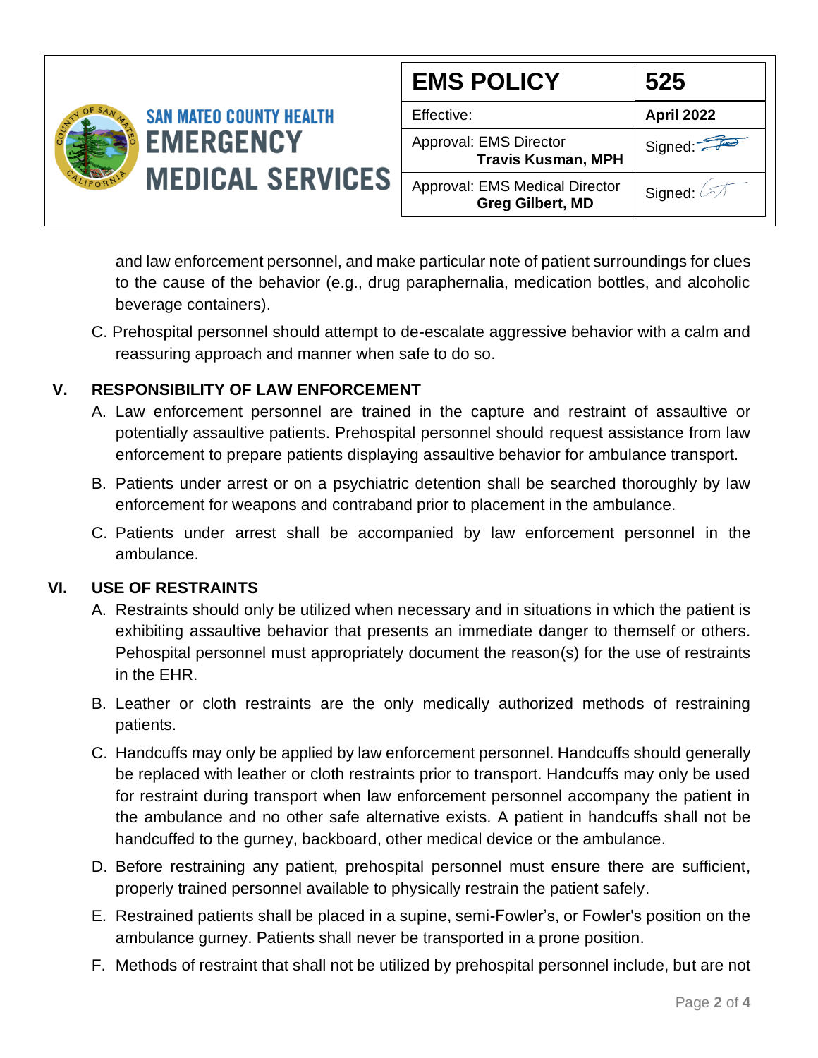and law enforcement personnel, and make particular note of patient surroundings for clues to the cause of the behavior (e.g., drug paraphernalia, medication bottles, and alcoholic beverage containers).

C. Prehospital personnel should attempt to de-escalate aggressive behavior with a calm and reassuring approach and manner when safe to do so.

## V. RESPONSIBILITY OF LAW ENFORCEMENT

A. Law enforcement personnel are trained in the capture and restraint of assaultive or potentially assaultive patients. Prehospital personnel should request assistance from law enforcement to prepare patients displaying assaultive behavior for ambulance transport.

B. Patients under arrest or on a psychiatric detention shall be searched thoroughly by law enforcement for weapons and contraband prior to placement in the ambulance.

C. Patients under arrest shall be accompanied by law enforcement personnel in the ambulance.

## VI. USE OF RESTRAINTS

A. Restraints should only be utilized when necessary and in situations in which the patient is exhibiting assaultive behavior that presents an immediate danger to themself or others. Pehospital personnel must appropriately document the reason(s) for the use of restraints in the EHR.

B. Leather or cloth restraints are the only medically authorized methods of restraining patients.

C. Handcuffs may only be applied by law enforcement personnel. Handcuffs should generally be replaced with leather or cloth restraints prior to transport. Handcuffs may only be used for restraint during transport when law enforcement personnel accompany the patient in the ambulance and no other safe alternative exists. A patient in handcuffs shall not be handcuffed to the gurney, backboard, other medical device or the ambulance.

D. Before restraining any patient, prehospital personnel must ensure there are sufficient, properly trained personnel available to physically restrain the patient safely.

E. Restrained patients shall be placed in a supine, semi-Fowler's, or Fowler's position on the ambulance gurney. Patients shall never be transported in a prone position.

F. Methods of restraint that shall not be utilized by prehospital personnel include, but are not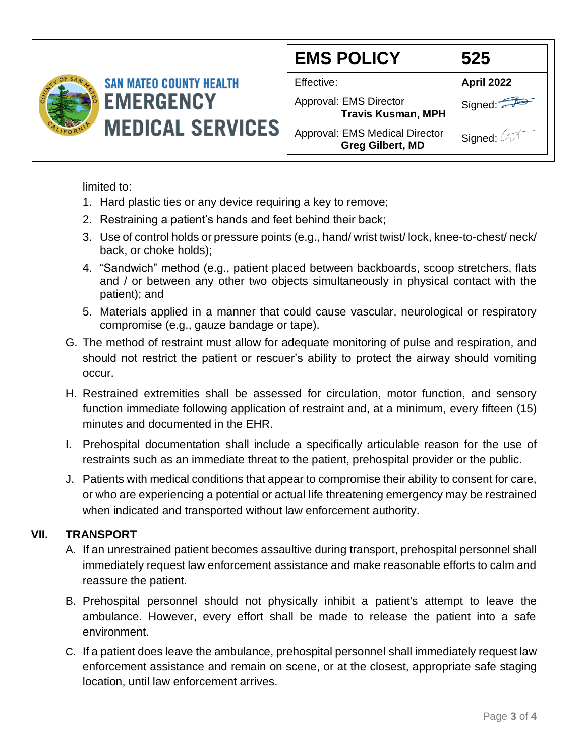limited to:

1. Hard plastic ties or any device requiring a key to remove;
2. Restraining a patient's hands and feet behind their back;
3. Use of control holds or pressure points (e.g., hand/ wrist twist/ lock, knee-to-chest/ neck/ back, or choke holds);
4. "Sandwich" method (e.g., patient placed between backboards, scoop stretchers, flats and / or between any other two objects simultaneously in physical contact with the patient); and
5. Materials applied in a manner that could cause vascular, neurological or respiratory compromise (e.g., gauze bandage or tape).

G. The method of restraint must allow for adequate monitoring of pulse and respiration, and should not restrict the patient or rescuer's ability to protect the airway should vomiting occur.

H. Restrained extremities shall be assessed for circulation, motor function, and sensory function immediate following application of restraint and, at a minimum, every fifteen (15) minutes and documented in the EHR.

I. Prehospital documentation shall include a specifically articulable reason for the use of restraints such as an immediate threat to the patient, prehospital provider or the public.

J. Patients with medical conditions that appear to compromise their ability to consent for care, or who are experiencing a potential or actual life threatening emergency may be restrained when indicated and transported without law enforcement authority.

## VII. TRANSPORT

A. If an unrestrained patient becomes assaultive during transport, prehospital personnel shall immediately request law enforcement assistance and make reasonable efforts to calm and reassure the patient.

B. Prehospital personnel should not physically inhibit a patient's attempt to leave the ambulance. However, every effort shall be made to release the patient into a safe environment.

C. If a patient does leave the ambulance, prehospital personnel shall immediately request law enforcement assistance and remain on scene, or at the closest, appropriate safe staging location, until law enforcement arrives.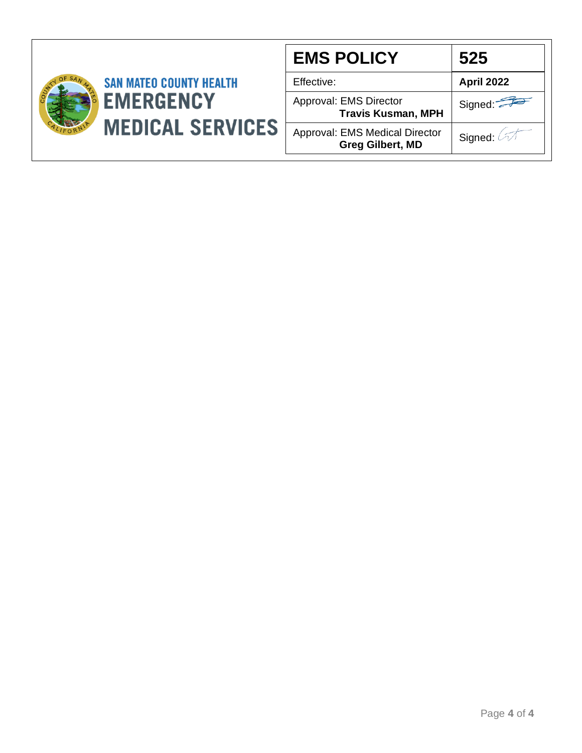SAN MATEO COUNTY HEALTH
EMERGENCY MEDICAL SERVICES

| EMS POLICY | 525 |
|---|---|
| Effective: | **April 2022** |
| Approval: EMS Director **Travis Kusman, MPH** | Signed: |
| Approval: EMS Medical Director **Greg Gilbert, MD** | Signed: |